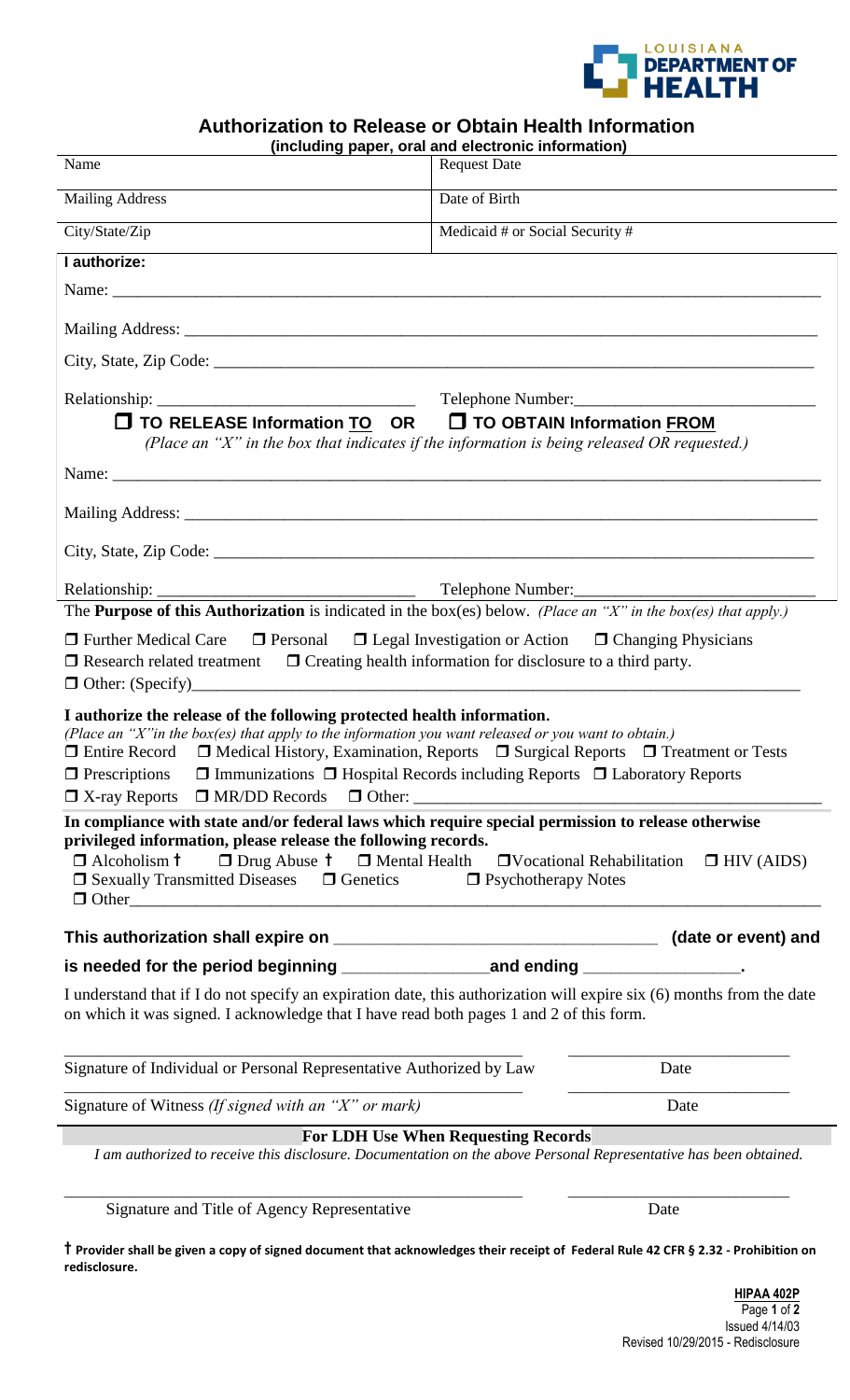LOUISIANA DEPARTMENT OF HEALTH

# Authorization to Release or Obtain Health Information

**(including paper, oral and electronic information)**

| Name | Request Date |
|---|---|
| Mailing Address | Date of Birth |
| City/State/Zip | Medicaid # or Social Security # |

**I authorize:**

Name: ____________________________________________________________

Mailing Address: ____________________________________________________________

City, State, Zip Code: ____________________________________________________________

Relationship: ______________________________ Telephone Number: ______________________________

☐ **TO RELEASE Information TO** **OR** ☐ **TO OBTAIN Information FROM**

*(Place an "X" in the box that indicates if the information is being released OR requested.)*

Name: ____________________________________________________________

Mailing Address: ____________________________________________________________

City, State, Zip Code: ____________________________________________________________

Relationship: ______________________________ Telephone Number: ______________________________

The **Purpose of this Authorization** is indicated in the box(es) below. *(Place an "X" in the box(es) that apply.)*

☐ Further Medical Care ☐ Personal ☐ Legal Investigation or Action ☐ Changing Physicians
☐ Research related treatment ☐ Creating health information for disclosure to a third party.
☐ Other: (Specify)____________________________________________________________

**I authorize the release of the following protected health information.**
*(Place an "X" in the box(es) that apply to the information you want released or you want to obtain.)*
☐ Entire Record ☐ Medical History, Examination, Reports ☐ Surgical Reports ☐ Treatment or Tests
☐ Prescriptions ☐ Immunizations ☐ Hospital Records including Reports ☐ Laboratory Reports
☐ X-ray Reports ☐ MR/DD Records ☐ Other: ____________________________________________________________

**In compliance with state and/or federal laws which require special permission to release otherwise privileged information, please release the following records.**
☐ Alcoholism † ☐ Drug Abuse † ☐ Mental Health ☐ Vocational Rehabilitation ☐ HIV (AIDS)
☐ Sexually Transmitted Diseases ☐ Genetics ☐ Psychotherapy Notes
☐ Other____________________________________________________________

**This authorization shall expire on ______________________________ (date or event) and is needed for the period beginning ______________ and ending ______________.**

I understand that if I do not specify an expiration date, this authorization will expire six (6) months from the date on which it was signed. I acknowledge that I have read both pages 1 and 2 of this form.

______________________________________________ ______________________
Signature of Individual or Personal Representative Authorized by Law Date

______________________________________________ ______________________
Signature of Witness *(If signed with an "X" or mark)* Date

**For LDH Use When Requesting Records**

*I am authorized to receive this disclosure. Documentation on the above Personal Representative has been obtained.*

______________________________________________ ______________________
Signature and Title of Agency Representative Date

**† Provider shall be given a copy of signed document that acknowledges their receipt of Federal Rule 42 CFR § 2.32 - Prohibition on redisclosure.**

HIPAA 402P
Issued 4/14/03
Revised 10/29/2015 - Redisclosure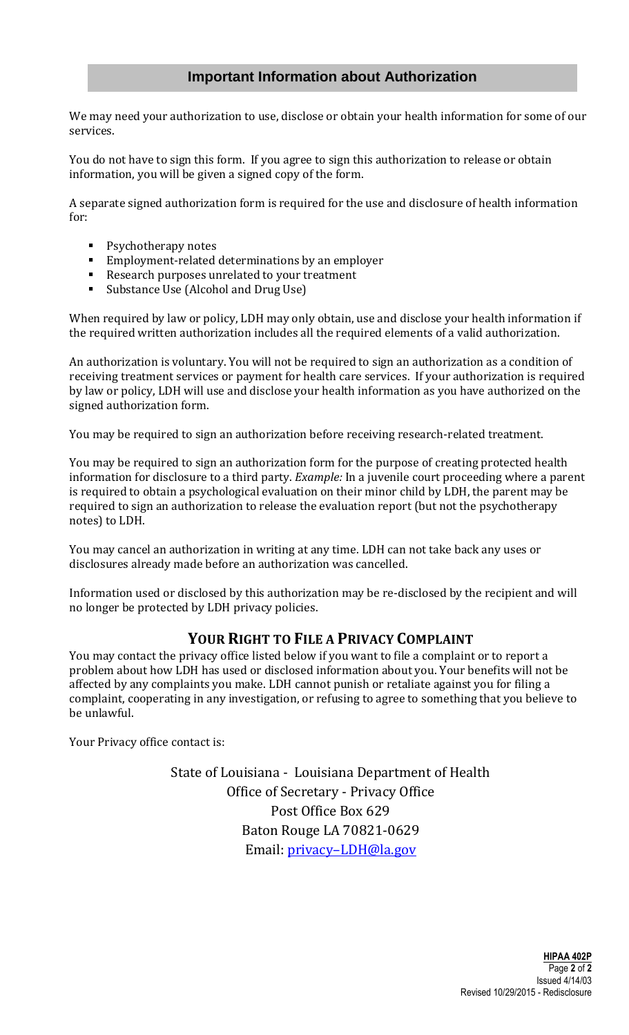## Important Information about Authorization

We may need your authorization to use, disclose or obtain your health information for some of our services.

You do not have to sign this form. If you agree to sign this authorization to release or obtain information, you will be given a signed copy of the form.

A separate signed authorization form is required for the use and disclosure of health information for:

- Psychotherapy notes
- Employment-related determinations by an employer
- Research purposes unrelated to your treatment
- Substance Use (Alcohol and Drug Use)

When required by law or policy, LDH may only obtain, use and disclose your health information if the required written authorization includes all the required elements of a valid authorization.

An authorization is voluntary. You will not be required to sign an authorization as a condition of receiving treatment services or payment for health care services. If your authorization is required by law or policy, LDH will use and disclose your health information as you have authorized on the signed authorization form.

You may be required to sign an authorization before receiving research-related treatment.

You may be required to sign an authorization form for the purpose of creating protected health information for disclosure to a third party. *Example:* In a juvenile court proceeding where a parent is required to obtain a psychological evaluation on their minor child by LDH, the parent may be required to sign an authorization to release the evaluation report (but not the psychotherapy notes) to LDH.

You may cancel an authorization in writing at any time. LDH can not take back any uses or disclosures already made before an authorization was cancelled.

Information used or disclosed by this authorization may be re-disclosed by the recipient and will no longer be protected by LDH privacy policies.

## YOUR RIGHT TO FILE A PRIVACY COMPLAINT

You may contact the privacy office listed below if you want to file a complaint or to report a problem about how LDH has used or disclosed information about you. Your benefits will not be affected by any complaints you make. LDH cannot punish or retaliate against you for filing a complaint, cooperating in any investigation, or refusing to agree to something that you believe to be unlawful.

Your Privacy office contact is:

State of Louisiana - Louisiana Department of Health
Office of Secretary - Privacy Office
Post Office Box 629
Baton Rouge LA 70821-0629
Email: privacy–LDH@la.gov

**HIPAA 402P**
Issued 4/14/03
Revised 10/29/2015 - Redisclosure